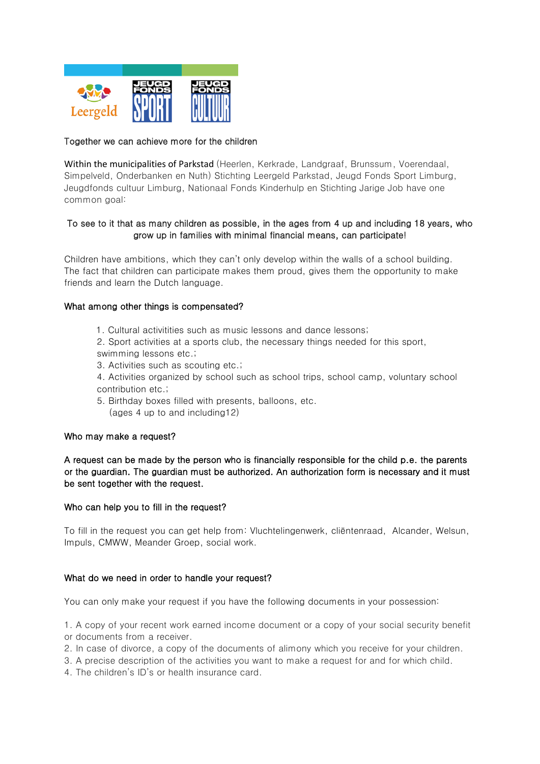Together we can achieve more for the children

Within the municipalities of Parkstad (Heerlen, Kerkrade, Landgraaf, Brunssum, Voerendaal, Simpelveld, Onderbanken en Nuth) Stichting Leergeld Parkstad, Jeugd Fonds Sport Limburg, Jeugdfonds cultuur Limburg, Nationaal Fonds Kinderhulp en Stichting Jarige Job have one common goal:

To see to it that as many children as possible, in the ages from 4 up and including 18 years, who grow up in families with minimal financial means, can participate!

Children have ambitions, which they can't only develop within the walls of a school building. The fact that children can participate makes them proud, gives them the opportunity to make friends and learn the Dutch language.

**What among other things is compensated?**

1. Cultural activitities such as music lessons and dance lessons;
2. Sport activities at a sports club, the necessary things needed for this sport, swimming lessons etc.;
3. Activities such as scouting etc.;
4. Activities organized by school such as school trips, school camp, voluntary school contribution etc.;
5. Birthday boxes filled with presents, balloons, etc. (ages 4 up to and including12)

**Who may make a request?**

A request can be made by the person who is financially responsible for the child p.e. the parents or the guardian. The guardian must be authorized. An authorization form is necessary and it must be sent together with the request.

**Who can help you to fill in the request?**

To fill in the request you can get help from: Vluchtelingenwerk, cliëntenraad, Alcander, Welsun, Impuls, CMWW, Meander Groep, social work.

**What do we need in order to handle your request?**

You can only make your request if you have the following documents in your possession:

1. A copy of your recent work earned income document or a copy of your social security benefit or documents from a receiver.
2. In case of divorce, a copy of the documents of alimony which you receive for your children.
3. A precise description of the activities you want to make a request for and for which child.
4. The children's ID's or health insurance card.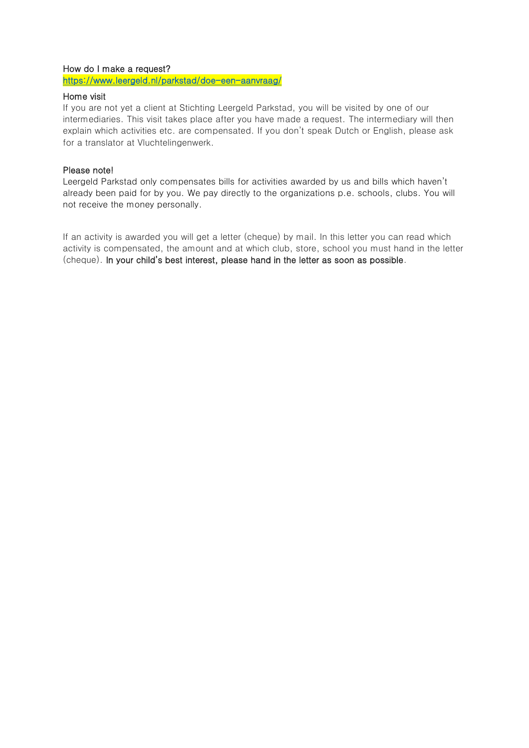**How do I make a request?**
https://www.leergeld.nl/parkstad/doe-een-aanvraag/

**Home visit**
If you are not yet a client at Stichting Leergeld Parkstad, you will be visited by one of our intermediaries. This visit takes place after you have made a request. The intermediary will then explain which activities etc. are compensated. If you don't speak Dutch or English, please ask for a translator at Vluchtelingenwerk.

**Please note!**
Leergeld Parkstad only compensates bills for activities awarded by us and bills which haven't already been paid for by you. We pay directly to the organizations p.e. schools, clubs. You will not receive the money personally.

If an activity is awarded you will get a letter (cheque) by mail. In this letter you can read which activity is compensated, the amount and at which club, store, school you must hand in the letter (cheque). **In your child's best interest, please hand in the letter as soon as possible**.